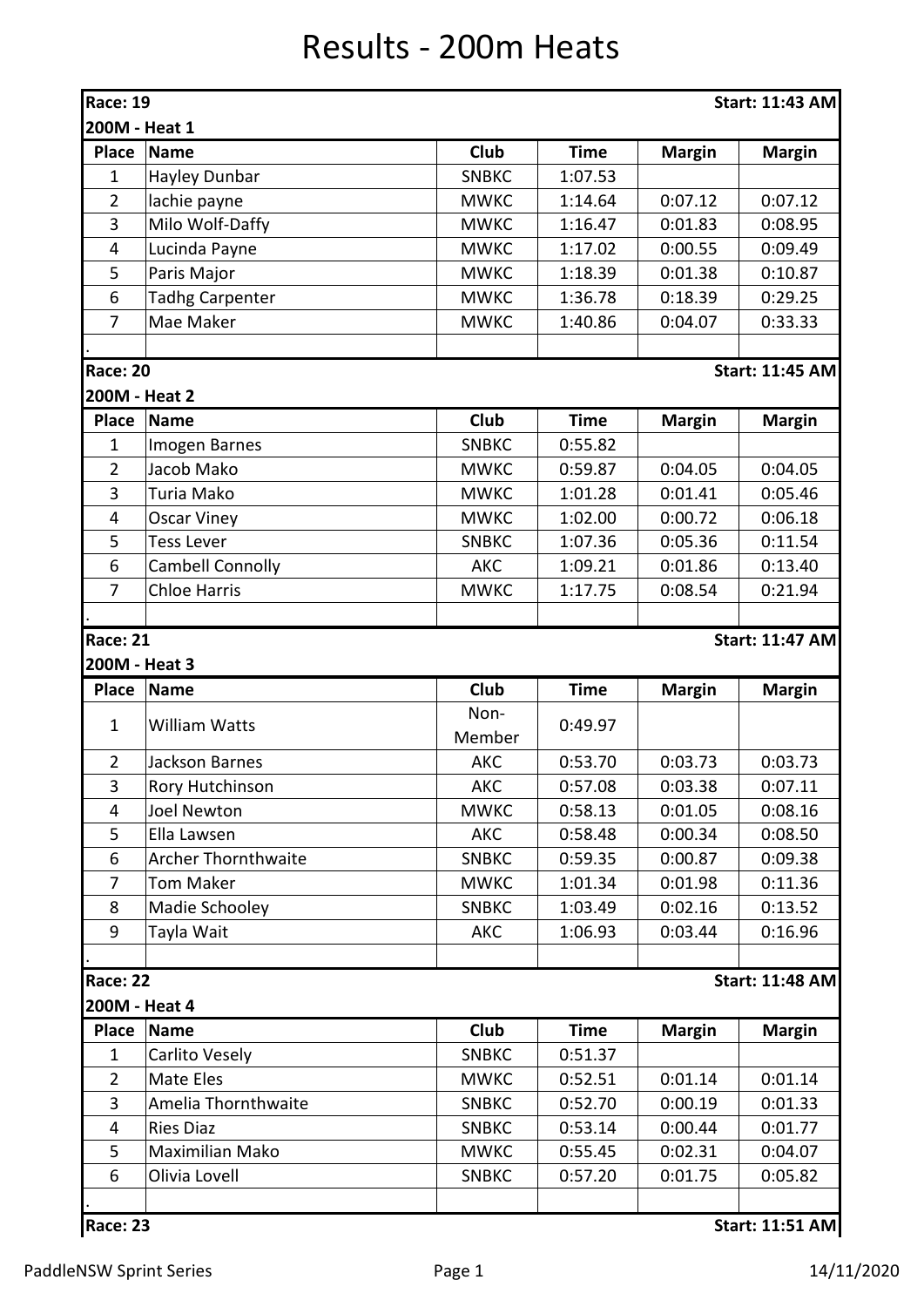# Results - 200m Heats

**Race: 19** **Start: 11:43 AM**

**200M - Heat 1**

| Place | Name | Club | Time | Margin | Margin |
|---|---|---|---|---|---|
| 1 | Hayley Dunbar | SNBKC | 1:07.53 | | |
| 2 | lachie payne | MWKC | 1:14.64 | 0:07.12 | 0:07.12 |
| 3 | Milo Wolf-Daffy | MWKC | 1:16.47 | 0:01.83 | 0:08.95 |
| 4 | Lucinda Payne | MWKC | 1:17.02 | 0:00.55 | 0:09.49 |
| 5 | Paris Major | MWKC | 1:18.39 | 0:01.38 | 0:10.87 |
| 6 | Tadhg Carpenter | MWKC | 1:36.78 | 0:18.39 | 0:29.25 |
| 7 | Mae Maker | MWKC | 1:40.86 | 0:04.07 | 0:33.33 |
| . | | | | | |

**Race: 20** **Start: 11:45 AM**

**200M - Heat 2**

| Place | Name | Club | Time | Margin | Margin |
|---|---|---|---|---|---|
| 1 | Imogen Barnes | SNBKC | 0:55.82 | | |
| 2 | Jacob Mako | MWKC | 0:59.87 | 0:04.05 | 0:04.05 |
| 3 | Turia Mako | MWKC | 1:01.28 | 0:01.41 | 0:05.46 |
| 4 | Oscar Viney | MWKC | 1:02.00 | 0:00.72 | 0:06.18 |
| 5 | Tess Lever | SNBKC | 1:07.36 | 0:05.36 | 0:11.54 |
| 6 | Cambell Connolly | AKC | 1:09.21 | 0:01.86 | 0:13.40 |
| 7 | Chloe Harris | MWKC | 1:17.75 | 0:08.54 | 0:21.94 |
| . | | | | | |

**Race: 21** **Start: 11:47 AM**

**200M - Heat 3**

| Place | Name | Club | Time | Margin | Margin |
|---|---|---|---|---|---|
| 1 | William Watts | Non-Member | 0:49.97 | | |
| 2 | Jackson Barnes | AKC | 0:53.70 | 0:03.73 | 0:03.73 |
| 3 | Rory Hutchinson | AKC | 0:57.08 | 0:03.38 | 0:07.11 |
| 4 | Joel Newton | MWKC | 0:58.13 | 0:01.05 | 0:08.16 |
| 5 | Ella Lawsen | AKC | 0:58.48 | 0:00.34 | 0:08.50 |
| 6 | Archer Thornthwaite | SNBKC | 0:59.35 | 0:00.87 | 0:09.38 |
| 7 | Tom Maker | MWKC | 1:01.34 | 0:01.98 | 0:11.36 |
| 8 | Madie Schooley | SNBKC | 1:03.49 | 0:02.16 | 0:13.52 |
| 9 | Tayla Wait | AKC | 1:06.93 | 0:03.44 | 0:16.96 |
| . | | | | | |

**Race: 22** **Start: 11:48 AM**

**200M - Heat 4**

| Place | Name | Club | Time | Margin | Margin |
|---|---|---|---|---|---|
| 1 | Carlito Vesely | SNBKC | 0:51.37 | | |
| 2 | Mate Eles | MWKC | 0:52.51 | 0:01.14 | 0:01.14 |
| 3 | Amelia Thornthwaite | SNBKC | 0:52.70 | 0:00.19 | 0:01.33 |
| 4 | Ries Diaz | SNBKC | 0:53.14 | 0:00.44 | 0:01.77 |
| 5 | Maximilian Mako | MWKC | 0:55.45 | 0:02.31 | 0:04.07 |
| 6 | Olivia Lovell | SNBKC | 0:57.20 | 0:01.75 | 0:05.82 |
| . | | | | | |

**Race: 23** **Start: 11:51 AM**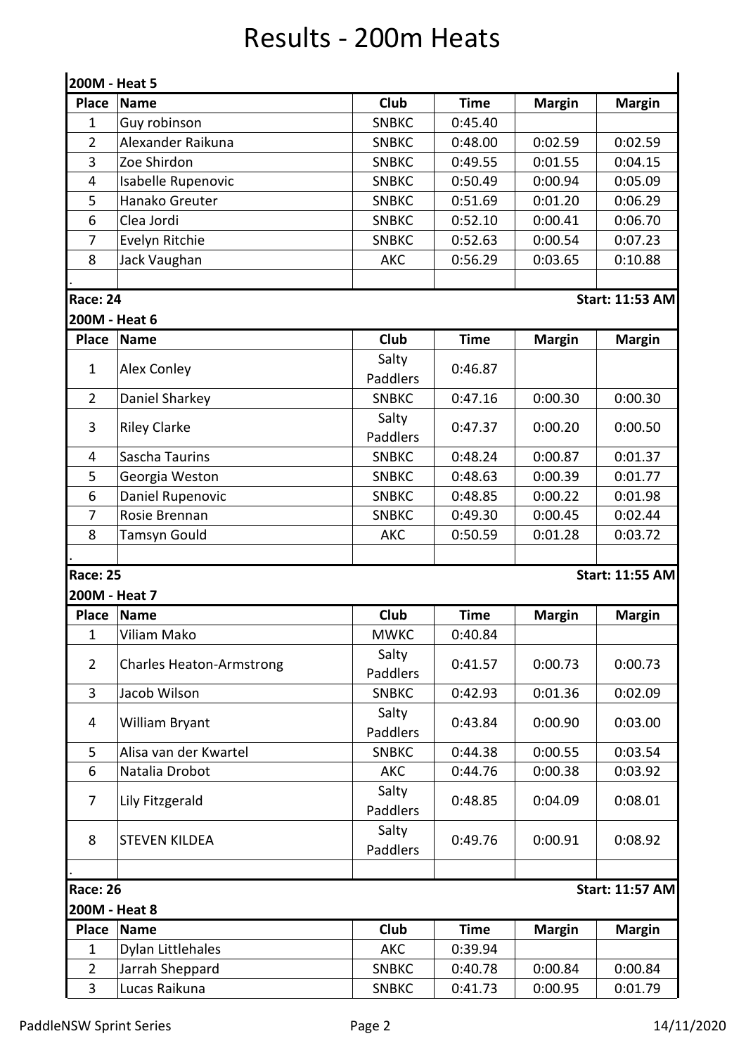# Results - 200m Heats

**200M - Heat 5**

| Place | Name | Club | Time | Margin | Margin |
|---|---|---|---|---|---|
| 1 | Guy robinson | SNBKC | 0:45.40 | | |
| 2 | Alexander Raikuna | SNBKC | 0:48.00 | 0:02.59 | 0:02.59 |
| 3 | Zoe Shirdon | SNBKC | 0:49.55 | 0:01.55 | 0:04.15 |
| 4 | Isabelle Rupenovic | SNBKC | 0:50.49 | 0:00.94 | 0:05.09 |
| 5 | Hanako Greuter | SNBKC | 0:51.69 | 0:01.20 | 0:06.29 |
| 6 | Clea Jordi | SNBKC | 0:52.10 | 0:00.41 | 0:06.70 |
| 7 | Evelyn Ritchie | SNBKC | 0:52.63 | 0:00.54 | 0:07.23 |
| 8 | Jack Vaughan | AKC | 0:56.29 | 0:03.65 | 0:10.88 |
| . | | | | | |

**Race: 24** **Start: 11:53 AM**

**200M - Heat 6**

| Place | Name | Club | Time | Margin | Margin |
|---|---|---|---|---|---|
| 1 | Alex Conley | Salty Paddlers | 0:46.87 | | |
| 2 | Daniel Sharkey | SNBKC | 0:47.16 | 0:00.30 | 0:00.30 |
| 3 | Riley Clarke | Salty Paddlers | 0:47.37 | 0:00.20 | 0:00.50 |
| 4 | Sascha Taurins | SNBKC | 0:48.24 | 0:00.87 | 0:01.37 |
| 5 | Georgia Weston | SNBKC | 0:48.63 | 0:00.39 | 0:01.77 |
| 6 | Daniel Rupenovic | SNBKC | 0:48.85 | 0:00.22 | 0:01.98 |
| 7 | Rosie Brennan | SNBKC | 0:49.30 | 0:00.45 | 0:02.44 |
| 8 | Tamsyn Gould | AKC | 0:50.59 | 0:01.28 | 0:03.72 |
| . | | | | | |

**Race: 25** **Start: 11:55 AM**

**200M - Heat 7**

| Place | Name | Club | Time | Margin | Margin |
|---|---|---|---|---|---|
| 1 | Viliam Mako | MWKC | 0:40.84 | | |
| 2 | Charles Heaton-Armstrong | Salty Paddlers | 0:41.57 | 0:00.73 | 0:00.73 |
| 3 | Jacob Wilson | SNBKC | 0:42.93 | 0:01.36 | 0:02.09 |
| 4 | William Bryant | Salty Paddlers | 0:43.84 | 0:00.90 | 0:03.00 |
| 5 | Alisa van der Kwartel | SNBKC | 0:44.38 | 0:00.55 | 0:03.54 |
| 6 | Natalia Drobot | AKC | 0:44.76 | 0:00.38 | 0:03.92 |
| 7 | Lily Fitzgerald | Salty Paddlers | 0:48.85 | 0:04.09 | 0:08.01 |
| 8 | STEVEN KILDEA | Salty Paddlers | 0:49.76 | 0:00.91 | 0:08.92 |
| . | | | | | |

**Race: 26** **Start: 11:57 AM**

**200M - Heat 8**

| Place | Name | Club | Time | Margin | Margin |
|---|---|---|---|---|---|
| 1 | Dylan Littlehales | AKC | 0:39.94 | | |
| 2 | Jarrah Sheppard | SNBKC | 0:40.78 | 0:00.84 | 0:00.84 |
| 3 | Lucas Raikuna | SNBKC | 0:41.73 | 0:00.95 | 0:01.79 |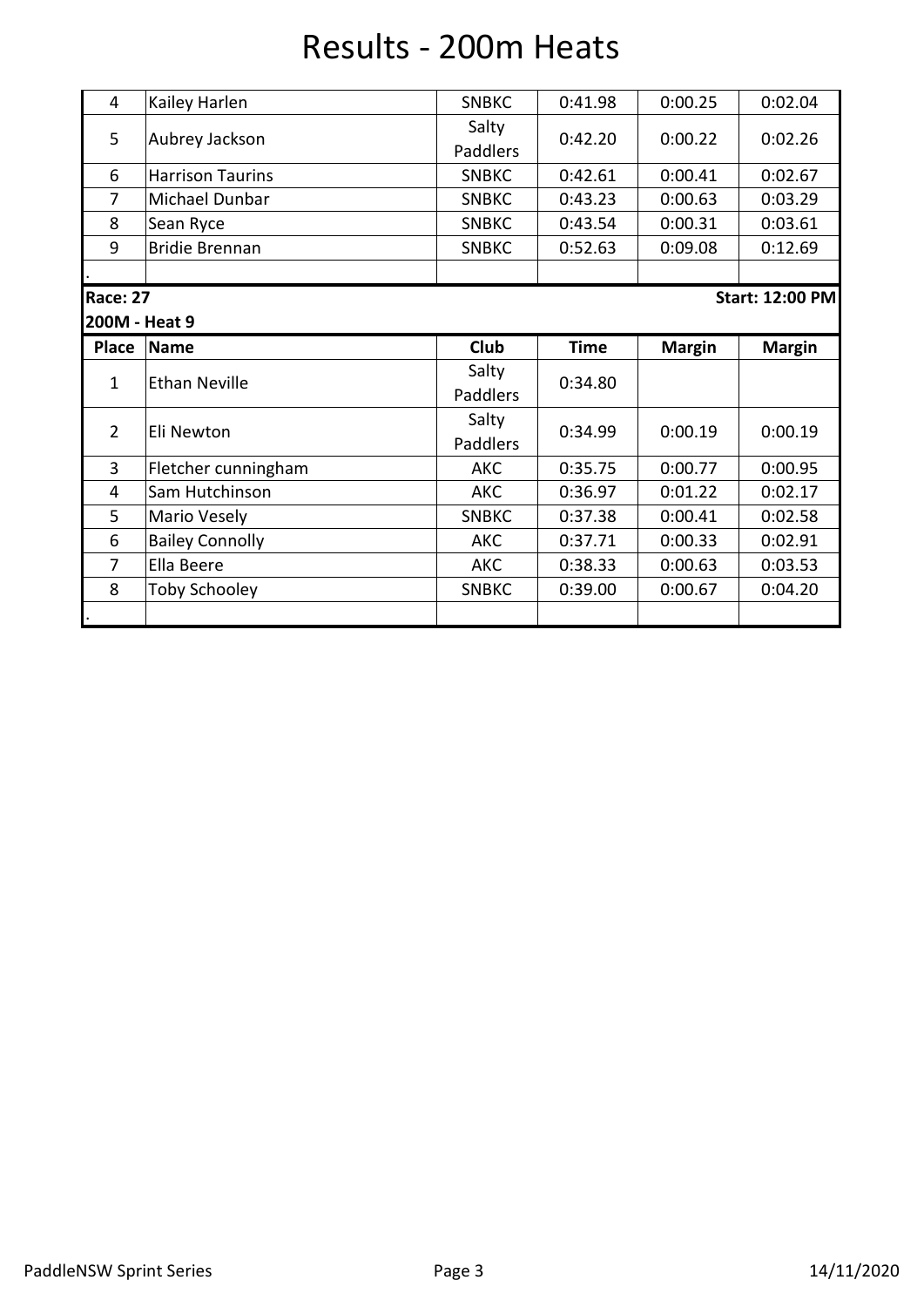# Results - 200m Heats

| | | | | | |
|---|---|---|---|---|---|
| 4 | Kailey Harlen | SNBKC | 0:41.98 | 0:00.25 | 0:02.04 |
| 5 | Aubrey Jackson | Salty Paddlers | 0:42.20 | 0:00.22 | 0:02.26 |
| 6 | Harrison Taurins | SNBKC | 0:42.61 | 0:00.41 | 0:02.67 |
| 7 | Michael Dunbar | SNBKC | 0:43.23 | 0:00.63 | 0:03.29 |
| 8 | Sean Ryce | SNBKC | 0:43.54 | 0:00.31 | 0:03.61 |
| 9 | Bridie Brennan | SNBKC | 0:52.63 | 0:09.08 | 0:12.69 |
| . | | | | | |

**Race: 27** **Start: 12:00 PM**

**200M - Heat 9**

| Place | Name | Club | Time | Margin | Margin |
|---|---|---|---|---|---|
| 1 | Ethan Neville | Salty Paddlers | 0:34.80 | | |
| 2 | Eli Newton | Salty Paddlers | 0:34.99 | 0:00.19 | 0:00.19 |
| 3 | Fletcher cunningham | AKC | 0:35.75 | 0:00.77 | 0:00.95 |
| 4 | Sam Hutchinson | AKC | 0:36.97 | 0:01.22 | 0:02.17 |
| 5 | Mario Vesely | SNBKC | 0:37.38 | 0:00.41 | 0:02.58 |
| 6 | Bailey Connolly | AKC | 0:37.71 | 0:00.33 | 0:02.91 |
| 7 | Ella Beere | AKC | 0:38.33 | 0:00.63 | 0:03.53 |
| 8 | Toby Schooley | SNBKC | 0:39.00 | 0:00.67 | 0:04.20 |
| . | | | | | |